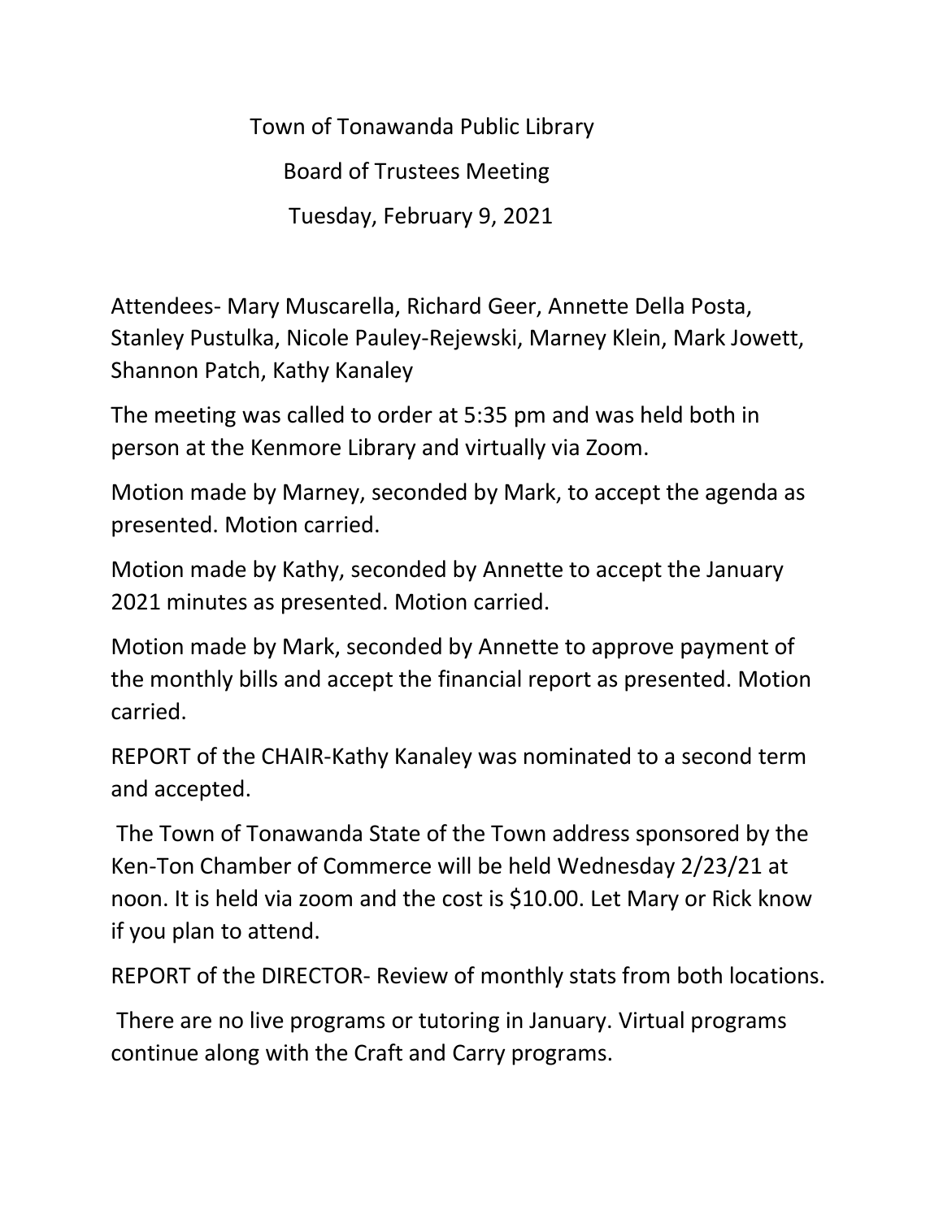# Town of Tonawanda Public Library

## Board of Trustees Meeting

### Tuesday, February 9, 2021

Attendees- Mary Muscarella, Richard Geer, Annette Della Posta, Stanley Pustulka, Nicole Pauley-Rejewski, Marney Klein, Mark Jowett, Shannon Patch, Kathy Kanaley

The meeting was called to order at 5:35 pm and was held both in person at the Kenmore Library and virtually via Zoom.

Motion made by Marney, seconded by Mark, to accept the agenda as presented. Motion carried.

Motion made by Kathy, seconded by Annette to accept the January 2021 minutes as presented. Motion carried.

Motion made by Mark, seconded by Annette to approve payment of the monthly bills and accept the financial report as presented. Motion carried.

REPORT of the CHAIR-Kathy Kanaley was nominated to a second term and accepted.

The Town of Tonawanda State of the Town address sponsored by the Ken-Ton Chamber of Commerce will be held Wednesday 2/23/21 at noon. It is held via zoom and the cost is $10.00. Let Mary or Rick know if you plan to attend.

REPORT of the DIRECTOR- Review of monthly stats from both locations.

There are no live programs or tutoring in January. Virtual programs continue along with the Craft and Carry programs.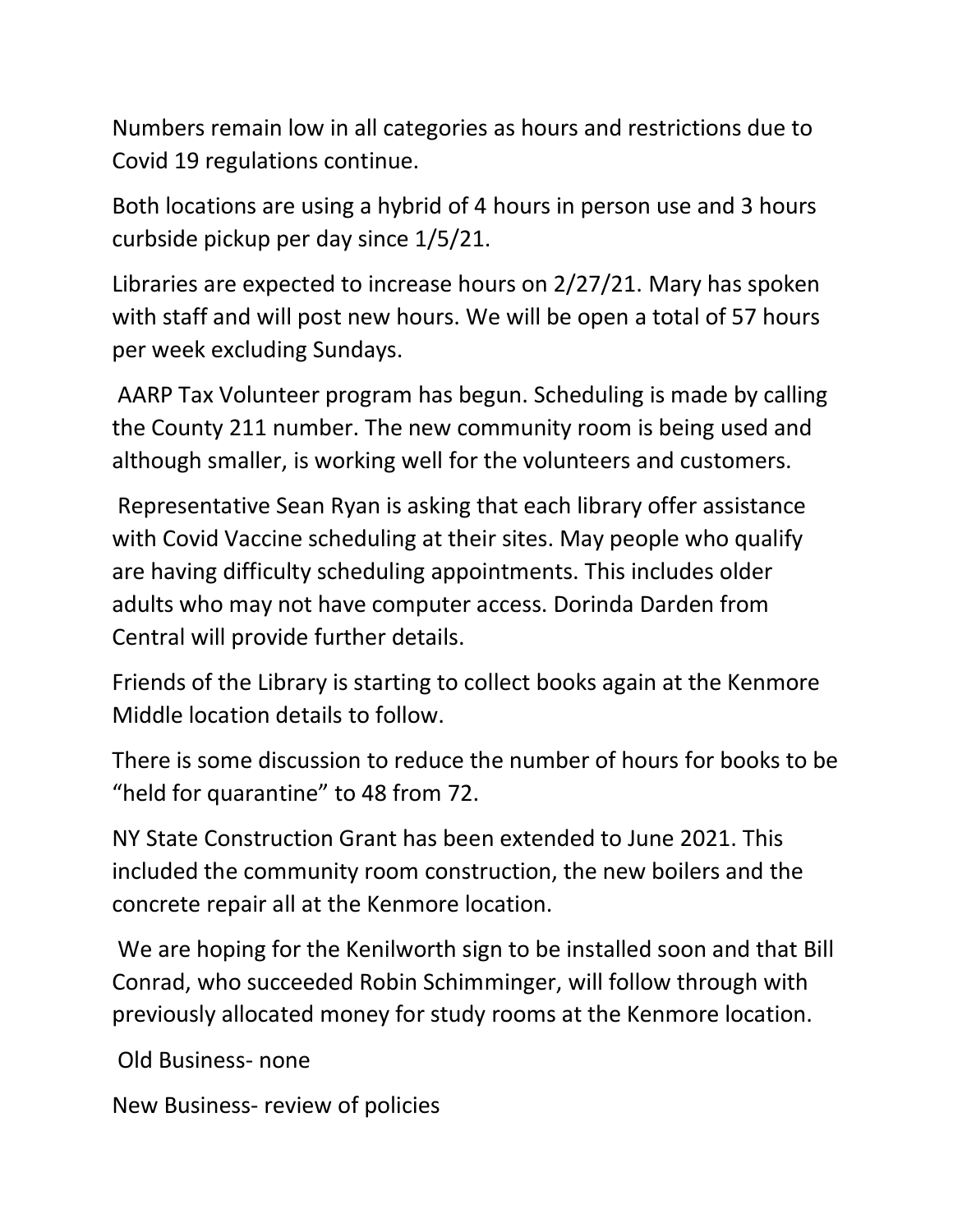Numbers remain low in all categories as hours and restrictions due to Covid 19 regulations continue.

Both locations are using a hybrid of 4 hours in person use and 3 hours curbside pickup per day since 1/5/21.

Libraries are expected to increase hours on 2/27/21. Mary has spoken with staff and will post new hours. We will be open a total of 57 hours per week excluding Sundays.

AARP Tax Volunteer program has begun. Scheduling is made by calling the County 211 number. The new community room is being used and although smaller, is working well for the volunteers and customers.

Representative Sean Ryan is asking that each library offer assistance with Covid Vaccine scheduling at their sites. May people who qualify are having difficulty scheduling appointments. This includes older adults who may not have computer access. Dorinda Darden from Central will provide further details.

Friends of the Library is starting to collect books again at the Kenmore Middle location details to follow.

There is some discussion to reduce the number of hours for books to be "held for quarantine" to 48 from 72.

NY State Construction Grant has been extended to June 2021. This included the community room construction, the new boilers and the concrete repair all at the Kenmore location.

We are hoping for the Kenilworth sign to be installed soon and that Bill Conrad, who succeeded Robin Schimminger, will follow through with previously allocated money for study rooms at the Kenmore location.

Old Business- none

New Business- review of policies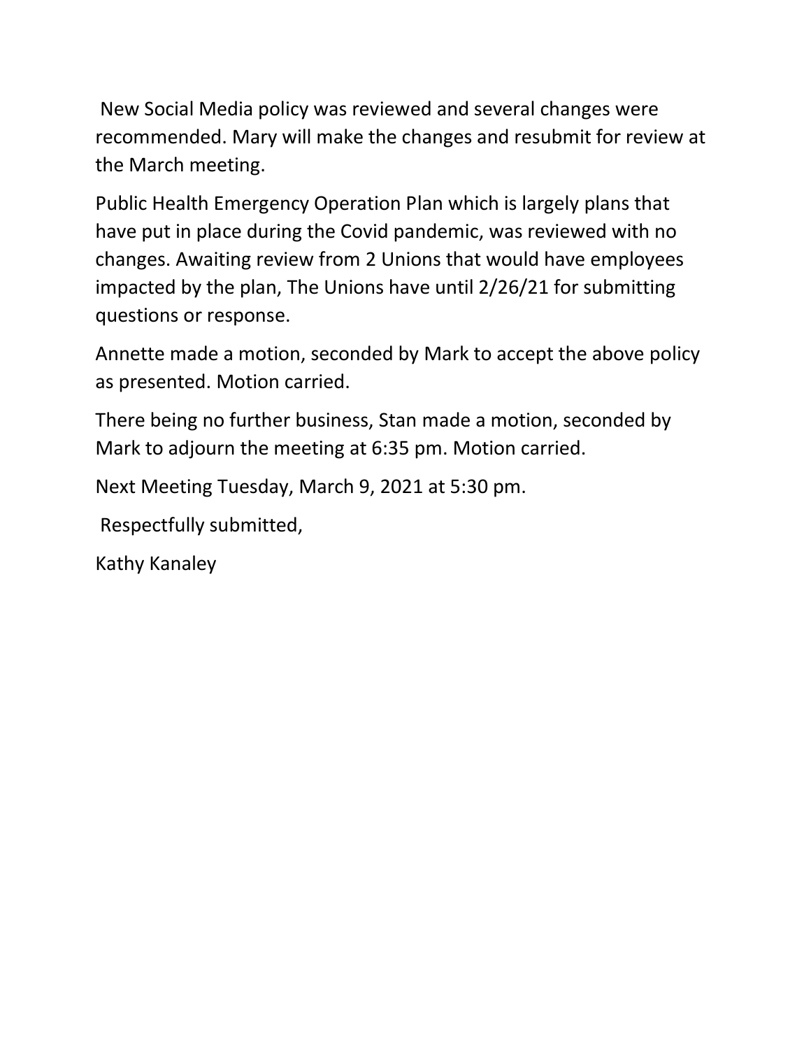New Social Media policy was reviewed and several changes were recommended. Mary will make the changes and resubmit for review at the March meeting.

Public Health Emergency Operation Plan which is largely plans that have put in place during the Covid pandemic, was reviewed with no changes. Awaiting review from 2 Unions that would have employees impacted by the plan, The Unions have until 2/26/21 for submitting questions or response.

Annette made a motion, seconded by Mark to accept the above policy as presented. Motion carried.

There being no further business, Stan made a motion, seconded by Mark to adjourn the meeting at 6:35 pm. Motion carried.

Next Meeting Tuesday, March 9, 2021 at 5:30 pm.

Respectfully submitted,

Kathy Kanaley